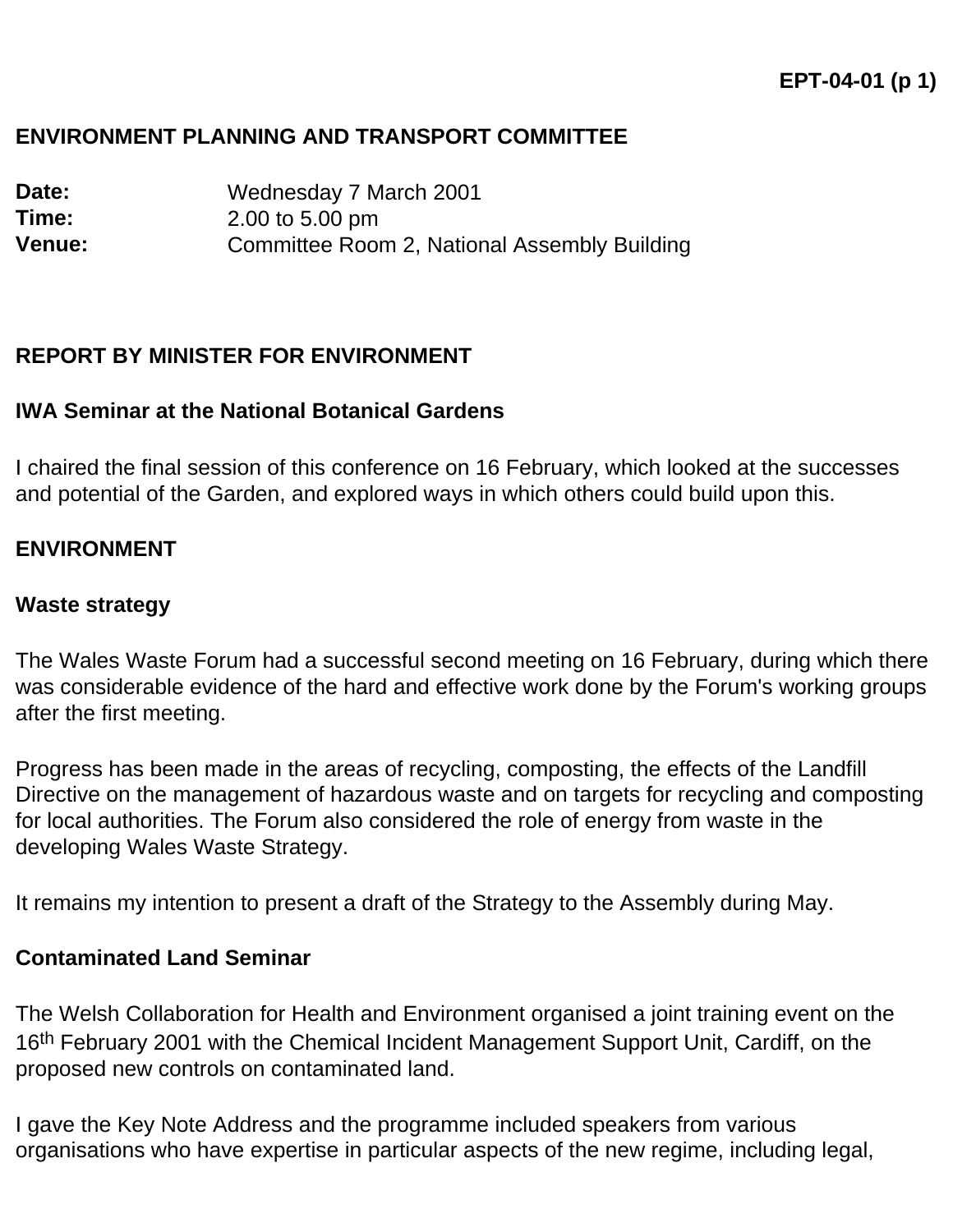**EPT-04-01 (p 1)**

**ENVIRONMENT PLANNING AND TRANSPORT COMMITTEE**

**Date:** Wednesday 7 March 2001
**Time:** 2.00 to 5.00 pm
**Venue:** Committee Room 2, National Assembly Building

## REPORT BY MINISTER FOR ENVIRONMENT

### IWA Seminar at the National Botanical Gardens

I chaired the final session of this conference on 16 February, which looked at the successes and potential of the Garden, and explored ways in which others could build upon this.

## ENVIRONMENT

### Waste strategy

The Wales Waste Forum had a successful second meeting on 16 February, during which there was considerable evidence of the hard and effective work done by the Forum's working groups after the first meeting.

Progress has been made in the areas of recycling, composting, the effects of the Landfill Directive on the management of hazardous waste and on targets for recycling and composting for local authorities. The Forum also considered the role of energy from waste in the developing Wales Waste Strategy.

It remains my intention to present a draft of the Strategy to the Assembly during May.

### Contaminated Land Seminar

The Welsh Collaboration for Health and Environment organised a joint training event on the 16th February 2001 with the Chemical Incident Management Support Unit, Cardiff, on the proposed new controls on contaminated land.

I gave the Key Note Address and the programme included speakers from various organisations who have expertise in particular aspects of the new regime, including legal,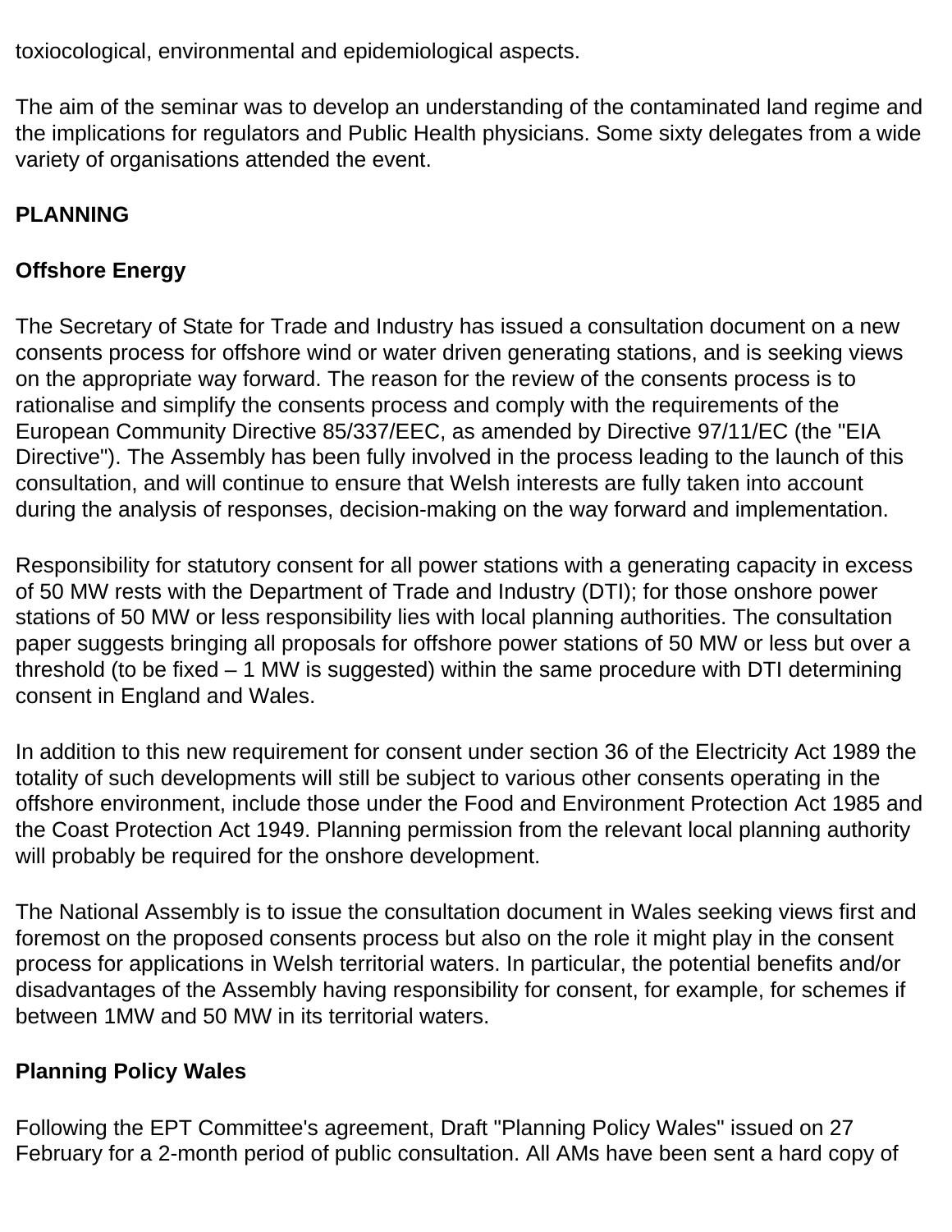toxiocological, environmental and epidemiological aspects.

The aim of the seminar was to develop an understanding of the contaminated land regime and the implications for regulators and Public Health physicians. Some sixty delegates from a wide variety of organisations attended the event.

## PLANNING

### Offshore Energy

The Secretary of State for Trade and Industry has issued a consultation document on a new consents process for offshore wind or water driven generating stations, and is seeking views on the appropriate way forward. The reason for the review of the consents process is to rationalise and simplify the consents process and comply with the requirements of the European Community Directive 85/337/EEC, as amended by Directive 97/11/EC (the "EIA Directive"). The Assembly has been fully involved in the process leading to the launch of this consultation, and will continue to ensure that Welsh interests are fully taken into account during the analysis of responses, decision-making on the way forward and implementation.

Responsibility for statutory consent for all power stations with a generating capacity in excess of 50 MW rests with the Department of Trade and Industry (DTI); for those onshore power stations of 50 MW or less responsibility lies with local planning authorities. The consultation paper suggests bringing all proposals for offshore power stations of 50 MW or less but over a threshold (to be fixed – 1 MW is suggested) within the same procedure with DTI determining consent in England and Wales.

In addition to this new requirement for consent under section 36 of the Electricity Act 1989 the totality of such developments will still be subject to various other consents operating in the offshore environment, include those under the Food and Environment Protection Act 1985 and the Coast Protection Act 1949. Planning permission from the relevant local planning authority will probably be required for the onshore development.

The National Assembly is to issue the consultation document in Wales seeking views first and foremost on the proposed consents process but also on the role it might play in the consent process for applications in Welsh territorial waters. In particular, the potential benefits and/or disadvantages of the Assembly having responsibility for consent, for example, for schemes if between 1MW and 50 MW in its territorial waters.

### Planning Policy Wales

Following the EPT Committee's agreement, Draft "Planning Policy Wales" issued on 27 February for a 2-month period of public consultation. All AMs have been sent a hard copy of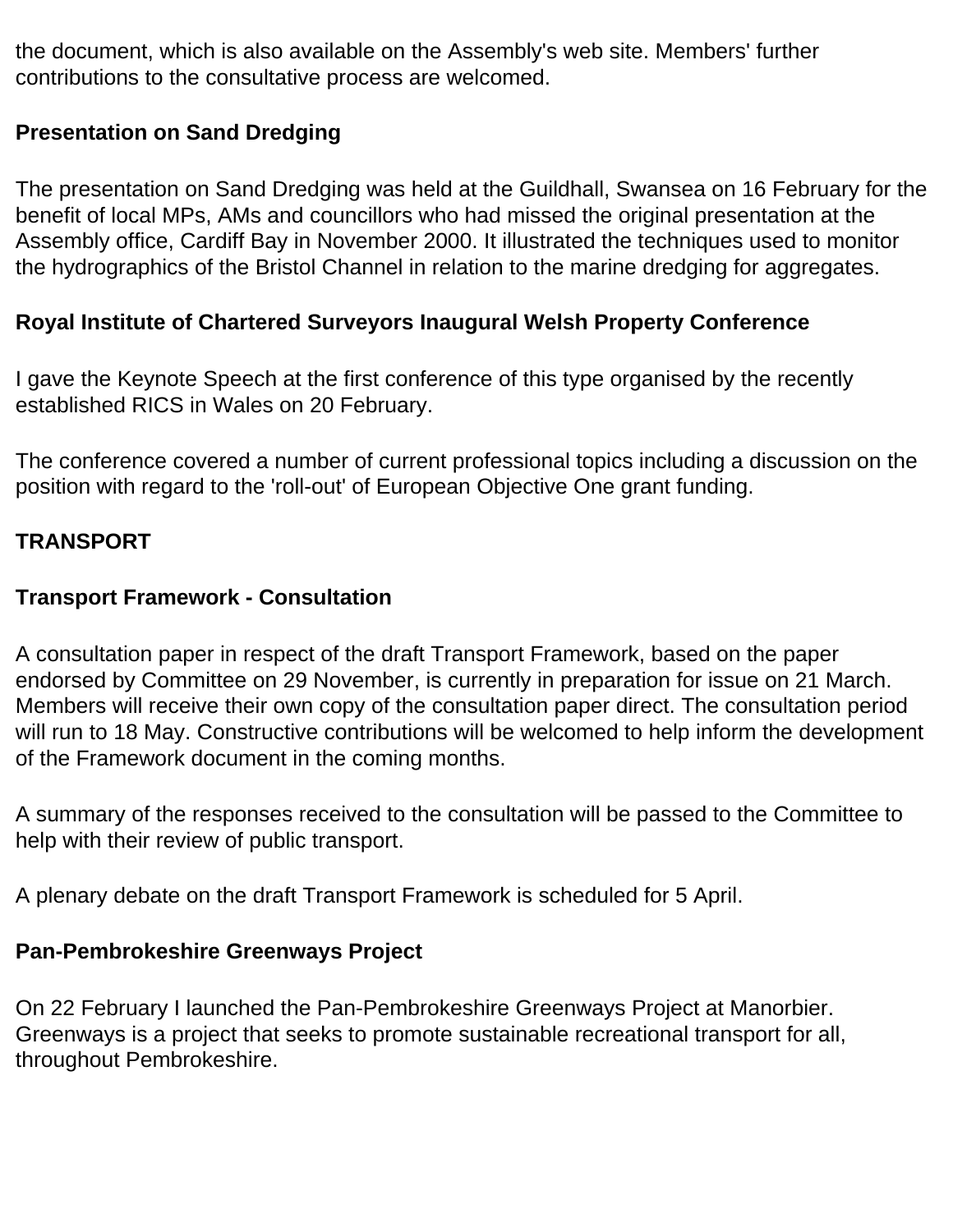the document, which is also available on the Assembly's web site. Members' further contributions to the consultative process are welcomed.

**Presentation on Sand Dredging**

The presentation on Sand Dredging was held at the Guildhall, Swansea on 16 February for the benefit of local MPs, AMs and councillors who had missed the original presentation at the Assembly office, Cardiff Bay in November 2000. It illustrated the techniques used to monitor the hydrographics of the Bristol Channel in relation to the marine dredging for aggregates.

**Royal Institute of Chartered Surveyors Inaugural Welsh Property Conference**

I gave the Keynote Speech at the first conference of this type organised by the recently established RICS in Wales on 20 February.

The conference covered a number of current professional topics including a discussion on the position with regard to the 'roll-out' of European Objective One grant funding.

**TRANSPORT**

**Transport Framework - Consultation**

A consultation paper in respect of the draft Transport Framework, based on the paper endorsed by Committee on 29 November, is currently in preparation for issue on 21 March. Members will receive their own copy of the consultation paper direct. The consultation period will run to 18 May. Constructive contributions will be welcomed to help inform the development of the Framework document in the coming months.

A summary of the responses received to the consultation will be passed to the Committee to help with their review of public transport.

A plenary debate on the draft Transport Framework is scheduled for 5 April.

**Pan-Pembrokeshire Greenways Project**

On 22 February I launched the Pan-Pembrokeshire Greenways Project at Manorbier. Greenways is a project that seeks to promote sustainable recreational transport for all, throughout Pembrokeshire.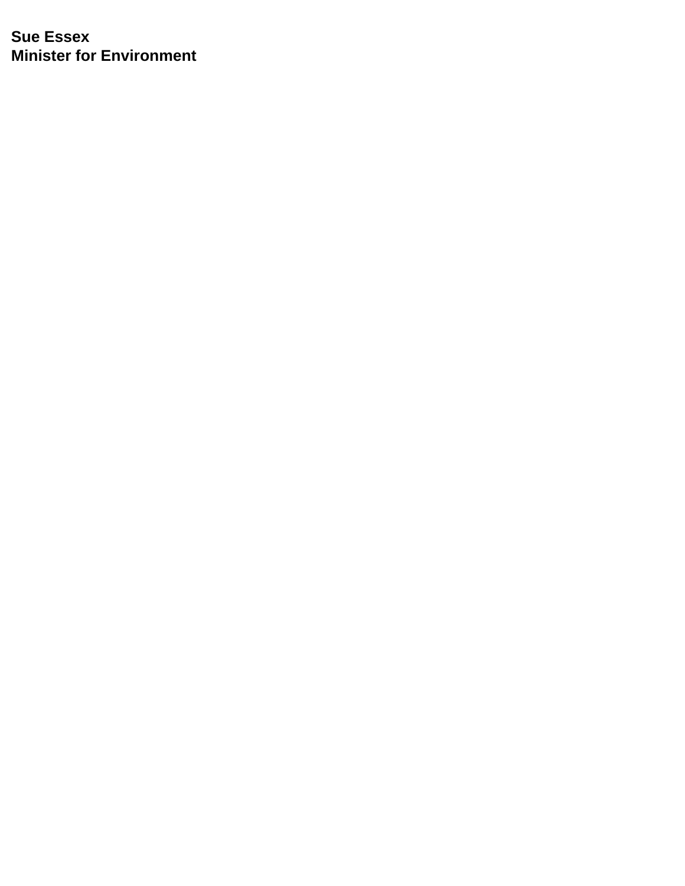**Sue Essex**
**Minister for Environment**